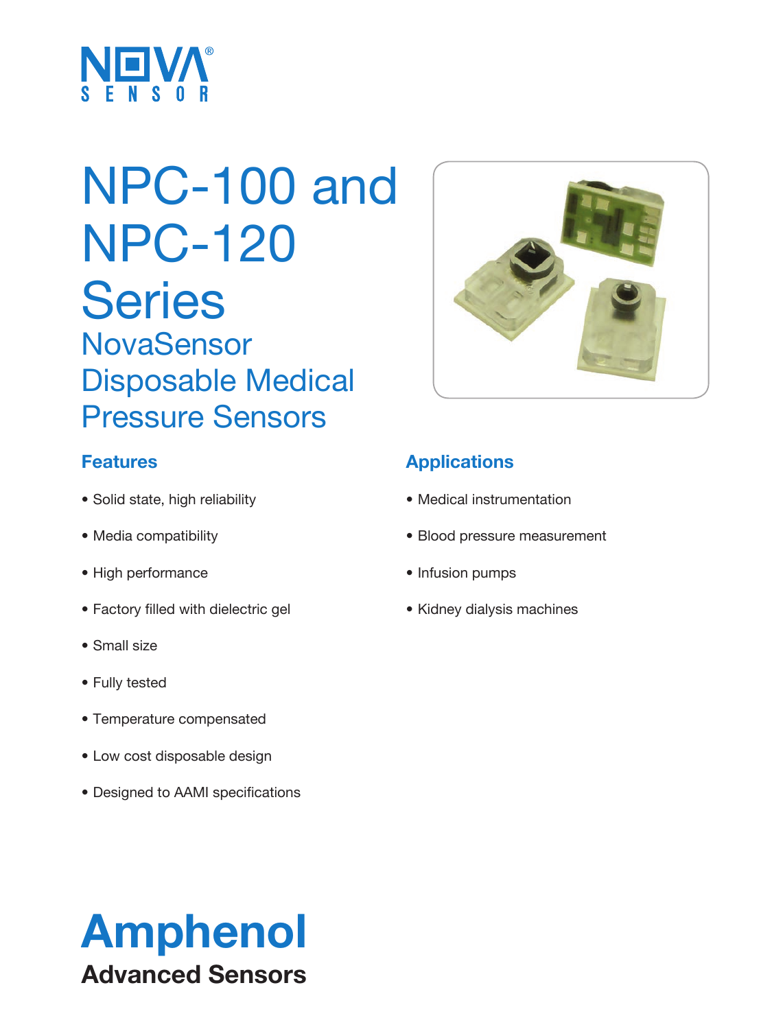NOVA SENSOR

# NPC-100 and NPC-120 Series

## NovaSensor Disposable Medical Pressure Sensors

### Features

- Solid state, high reliability
- Media compatibility
- High performance
- Factory filled with dielectric gel
- Small size
- Fully tested
- Temperature compensated
- Low cost disposable design
- Designed to AAMI specifications

### Applications

- Medical instrumentation
- Blood pressure measurement
- Infusion pumps
- Kidney dialysis machines

**Amphenol**

**Advanced Sensors**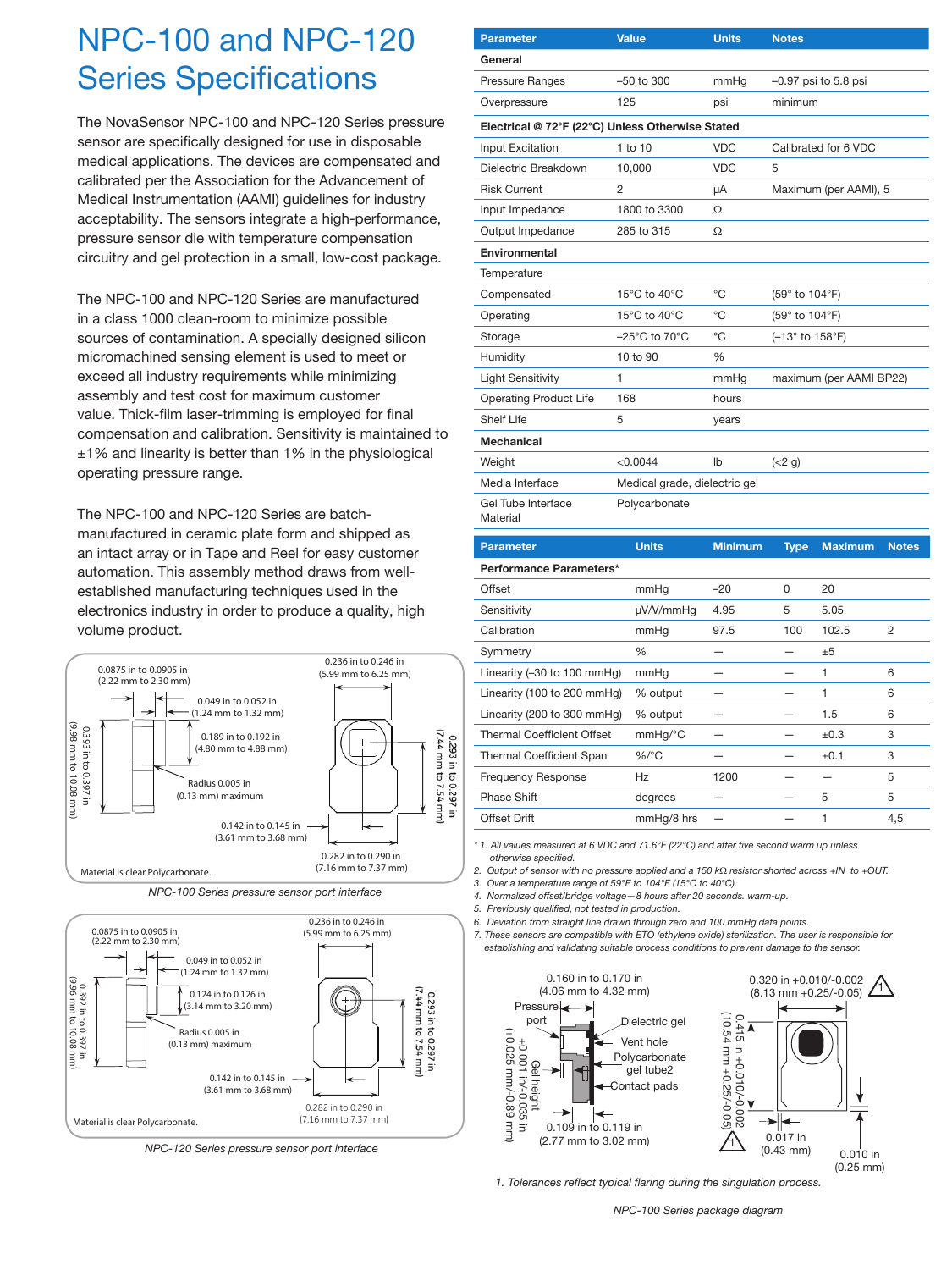# NPC-100 and NPC-120 Series Specifications

The NovaSensor NPC-100 and NPC-120 Series pressure sensor are specifically designed for use in disposable medical applications. The devices are compensated and calibrated per the Association for the Advancement of Medical Instrumentation (AAMI) guidelines for industry acceptability. The sensors integrate a high-performance, pressure sensor die with temperature compensation circuitry and gel protection in a small, low-cost package.

The NPC-100 and NPC-120 Series are manufactured in a class 1000 clean-room to minimize possible sources of contamination. A specially designed silicon micromachined sensing element is used to meet or exceed all industry requirements while minimizing assembly and test cost for maximum customer value. Thick-film laser-trimming is employed for final compensation and calibration. Sensitivity is maintained to ±1% and linearity is better than 1% in the physiological operating pressure range.

The NPC-100 and NPC-120 Series are batch-manufactured in ceramic plate form and shipped as an intact array or in Tape and Reel for easy customer automation. This assembly method draws from well-established manufacturing techniques used in the electronics industry in order to produce a quality, high volume product.

0.0875 in to 0.0905 in (2.22 mm to 2.30 mm)
0.049 in to 0.052 in (1.24 mm to 1.32 mm)
0.189 in to 0.192 in (4.80 mm to 4.88 mm)
0.393 in to 0.397 in (9.98 mm to 10.08 mm)
Radius 0.005 in (0.13 mm) maximum
0.142 in to 0.145 in (3.61 mm to 3.68 mm)
0.236 in to 0.246 in (5.99 mm to 6.25 mm)
0.293 in to 0.297 in (7.44 mm to 7.54 mm)
0.282 in to 0.290 in (7.16 mm to 7.37 mm)
Material is clear Polycarbonate.

*NPC-100 Series pressure sensor port interface*

0.0875 in to 0.0905 in (2.22 mm to 2.30 mm)
0.049 in to 0.052 in (1.24 mm to 1.32 mm)
0.124 in to 0.126 in (3.14 mm to 3.20 mm)
0.392 in to 0.397 in (9.96 mm to 10.08 mm)
Radius 0.005 in (0.13 mm) maximum
0.142 in to 0.145 in (3.61 mm to 3.68 mm)
0.236 in to 0.246 in (5.99 mm to 6.25 mm)
0.293 in to 0.297 in (7.44 mm to 7.54 mm)
0.282 in to 0.290 in (7.16 mm to 7.37 mm)
Material is clear Polycarbonate.

*NPC-120 Series pressure sensor port interface*

| Parameter | Value | Units | Notes |
|---|---|---|---|
| **General** | | | |
| Pressure Ranges | –50 to 300 | mmHg | –0.97 psi to 5.8 psi |
| Overpressure | 125 | psi | minimum |
| **Electrical @ 72°F (22°C) Unless Otherwise Stated** | | | |
| Input Excitation | 1 to 10 | VDC | Calibrated for 6 VDC |
| Dielectric Breakdown | 10,000 | VDC | 5 |
| Risk Current | 2 | µA | Maximum (per AAMI), 5 |
| Input Impedance | 1800 to 3300 | Ω | |
| Output Impedance | 285 to 315 | Ω | |
| **Environmental** | | | |
| Temperature | | | |
| Compensated | 15°C to 40°C | °C | (59° to 104°F) |
| Operating | 15°C to 40°C | °C | (59° to 104°F) |
| Storage | –25°C to 70°C | °C | (–13° to 158°F) |
| Humidity | 10 to 90 | % | |
| Light Sensitivity | 1 | mmHg | maximum (per AAMI BP22) |
| Operating Product Life | 168 | hours | |
| Shelf Life | 5 | years | |
| **Mechanical** | | | |
| Weight | <0.0044 | lb | (<2 g) |
| Media Interface | Medical grade, dielectric gel | | |
| Gel Tube Interface Material | Polycarbonate | | |

| Parameter | Units | Minimum | Type | Maximum | Notes |
|---|---|---|---|---|---|
| **Performance Parameters*** | | | | | |
| Offset | mmHg | –20 | 0 | 20 | |
| Sensitivity | µV/V/mmHg | 4.95 | 5 | 5.05 | |
| Calibration | mmHg | 97.5 | 100 | 102.5 | 2 |
| Symmetry | % | — | — | ±5 | |
| Linearity (–30 to 100 mmHg) | mmHg | — | — | 1 | 6 |
| Linearity (100 to 200 mmHg) | % output | — | — | 1 | 6 |
| Linearity (200 to 300 mmHg) | % output | — | — | 1.5 | 6 |
| Thermal Coefficient Offset | mmHg/°C | — | — | ±0.3 | 3 |
| Thermal Coefficient Span | %/°C | — | — | ±0.1 | 3 |
| Frequency Response | Hz | 1200 | — | — | 5 |
| Phase Shift | degrees | — | — | 5 | 5 |
| Offset Drift | mmHg/8 hrs | — | — | 1 | 4,5 |

*\* 1. All values measured at 6 VDC and 71.6°F (22°C) and after five second warm up unless otherwise specified.*

*2. Output of sensor with no pressure applied and a 150 kΩ resistor shorted across +IN to +OUT.*

*3. Over a temperature range of 59°F to 104°F (15°C to 40°C).*

*4. Normalized offset/bridge voltage—8 hours after 20 seconds. warm-up.*

*5. Previously qualified, not tested in production.*

*6. Deviation from straight line drawn through zero and 100 mmHg data points.*

*7. These sensors are compatible with ETO (ethylene oxide) sterilization. The user is responsible for establishing and validating suitable process conditions to prevent damage to the sensor.*

0.160 in to 0.170 in (4.06 mm to 4.32 mm)
Pressure port
Dielectric gel
Vent hole
Polycarbonate gel tube2
Contact pads
Gel height +0.001 in/–0.035 in (+0.025 mm/–0.89 mm)
0.109 in to 0.119 in (2.77 mm to 3.02 mm)
0.320 in +0.010/–0.002 (8.13 mm +0.25/–0.05) 1
0.415 in +0.010/–0.002 (10.54 mm +0.25/–0.05) 1
0.017 in (0.43 mm)
0.010 in (0.25 mm)

*1. Tolerances reflect typical flaring during the singulation process.*

*NPC-100 Series package diagram*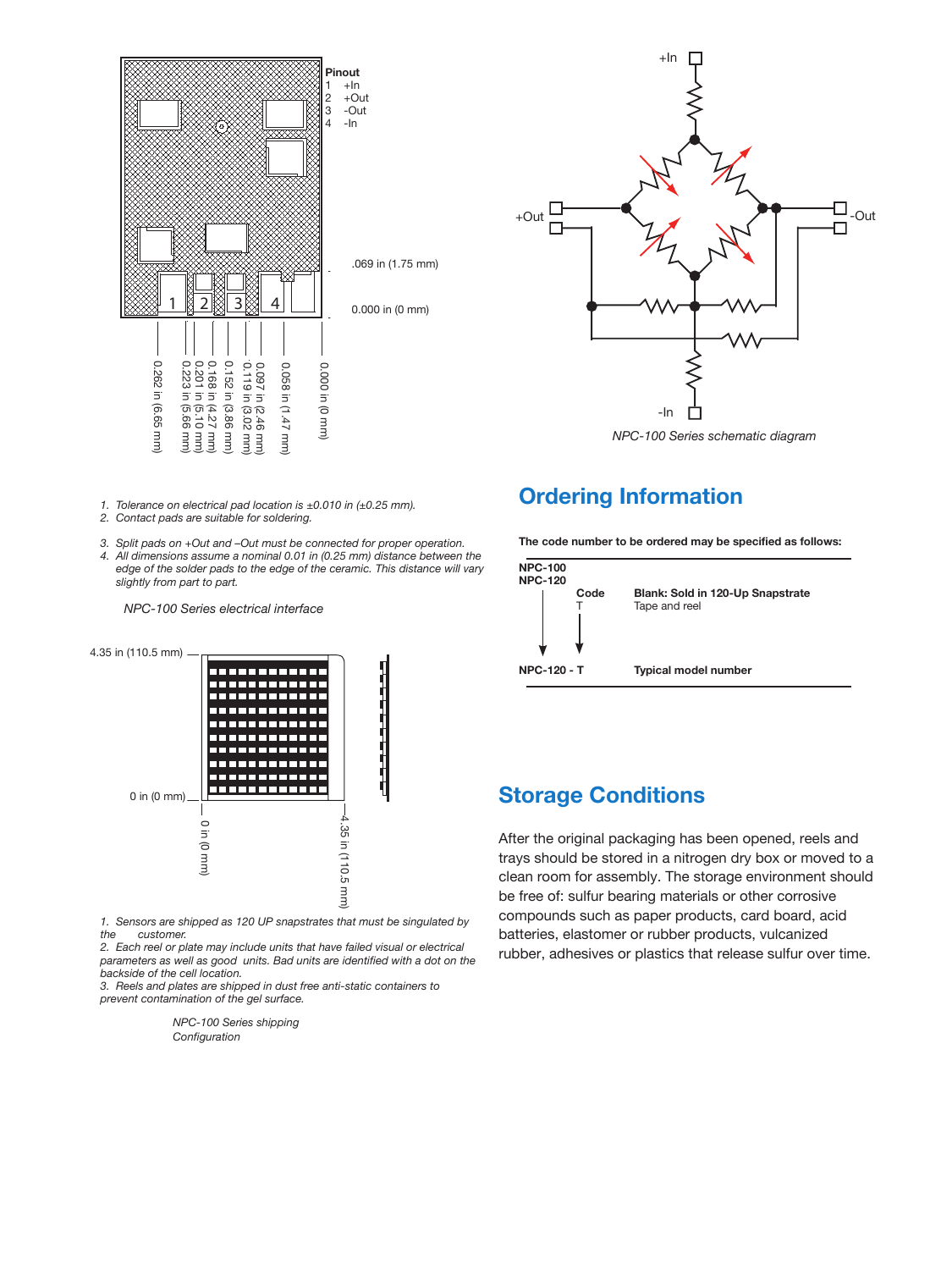Pinout
1 +In
2 +Out
3 -Out
4 -In

.069 in (1.75 mm)

0.000 in (0 mm)

0.262 in (6.65 mm)
0.223 in (5.66 mm)
0.201 in (5.10 mm)
0.168 in (4.27 mm)
0.152 in (3.86 mm)
0.119 in (3.02 mm)
0.097 in (2.46 mm)
0.058 in (1.47 mm)
0.000 in (0 mm)

1. *Tolerance on electrical pad location is ±0.010 in (±0.25 mm).*
2. *Contact pads are suitable for soldering.*

3. *Split pads on +Out and –Out must be connected for proper operation.*
4. *All dimensions assume a nominal 0.01 in (0.25 mm) distance between the edge of the solder pads to the edge of the ceramic. This distance will vary slightly from part to part.*

*NPC-100 Series electrical interface*

+In
+Out
-Out
-In

*NPC-100 Series schematic diagram*

4.35 in (110.5 mm)
0 in (0 mm)
0 in (0 mm)
4.35 in (110.5 mm)

1. *Sensors are shipped as 120 UP snapstrates that must be singulated by the customer.*
2. *Each reel or plate may include units that have failed visual or electrical parameters as well as good units. Bad units are identified with a dot on the backside of the cell location.*
3. *Reels and plates are shipped in dust free anti-static containers to prevent contamination of the gel surface.*

*NPC-100 Series shipping Configuration*

## Ordering Information

**The code number to be ordered may be specified as follows:**

| | Code | |
|---|---|---|
| **NPC-100** **NPC-120** | | **Blank: Sold in 120-Up Snapstrate** |
| | T | Tape and reel |
| **NPC-120 - T** | | **Typical model number** |

## Storage Conditions

After the original packaging has been opened, reels and trays should be stored in a nitrogen dry box or moved to a clean room for assembly. The storage environment should be free of: sulfur bearing materials or other corrosive compounds such as paper products, card board, acid batteries, elastomer or rubber products, vulcanized rubber, adhesives or plastics that release sulfur over time.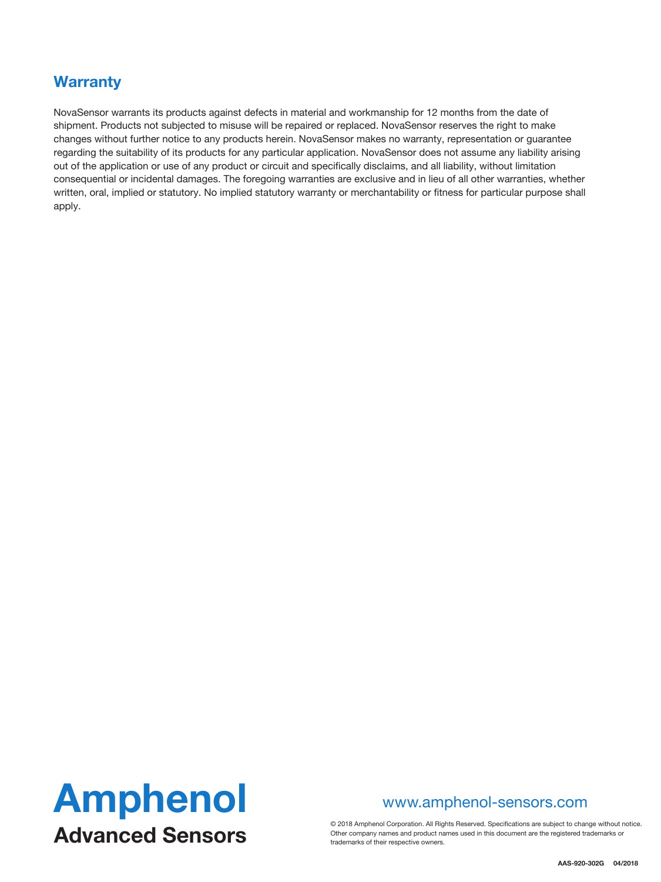## Warranty

NovaSensor warrants its products against defects in material and workmanship for 12 months from the date of shipment. Products not subjected to misuse will be repaired or replaced. NovaSensor reserves the right to make changes without further notice to any products herein. NovaSensor makes no warranty, representation or guarantee regarding the suitability of its products for any particular application. NovaSensor does not assume any liability arising out of the application or use of any product or circuit and specifically disclaims, and all liability, without limitation consequential or incidental damages. The foregoing warranties are exclusive and in lieu of all other warranties, whether written, oral, implied or statutory. No implied statutory warranty or merchantability or fitness for particular purpose shall apply.

**Amphenol**
**Advanced Sensors**

www.amphenol-sensors.com

© 2018 Amphenol Corporation. All Rights Reserved. Specifications are subject to change without notice. Other company names and product names used in this document are the registered trademarks or trademarks of their respective owners.

AAS-920-302G 04/2018